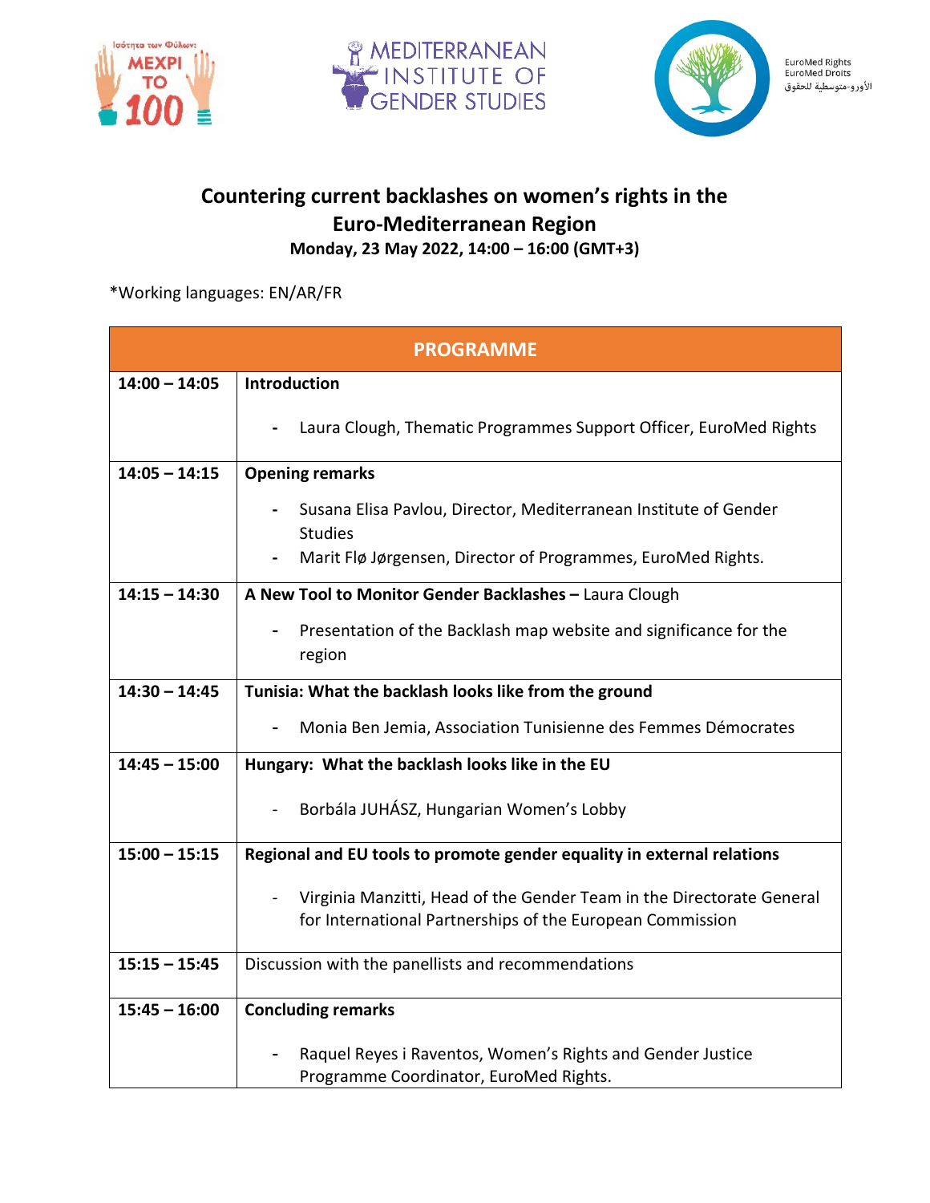# Countering current backlashes on women's rights in the Euro-Mediterranean Region

**Monday, 23 May 2022, 14:00 – 16:00 (GMT+3)**

*Working languages: EN/AR/FR

| PROGRAMME | |
|---|---|
| **14:00 – 14:05** | **Introduction**<br>- Laura Clough, Thematic Programmes Support Officer, EuroMed Rights |
| **14:05 – 14:15** | **Opening remarks**<br>- Susana Elisa Pavlou, Director, Mediterranean Institute of Gender Studies<br>- Marit Flø Jørgensen, Director of Programmes, EuroMed Rights. |
| **14:15 – 14:30** | **A New Tool to Monitor Gender Backlashes –** Laura Clough<br>- Presentation of the Backlash map website and significance for the region |
| **14:30 – 14:45** | **Tunisia: What the backlash looks like from the ground**<br>- Monia Ben Jemia, Association Tunisienne des Femmes Démocrates |
| **14:45 – 15:00** | **Hungary: What the backlash looks like in the EU**<br>- Borbála JUHÁSZ, Hungarian Women's Lobby |
| **15:00 – 15:15** | **Regional and EU tools to promote gender equality in external relations**<br>- Virginia Manzitti, Head of the Gender Team in the Directorate General for International Partnerships of the European Commission |
| **15:15 – 15:45** | Discussion with the panellists and recommendations |
| **15:45 – 16:00** | **Concluding remarks**<br>- Raquel Reyes i Raventos, Women's Rights and Gender Justice Programme Coordinator, EuroMed Rights. |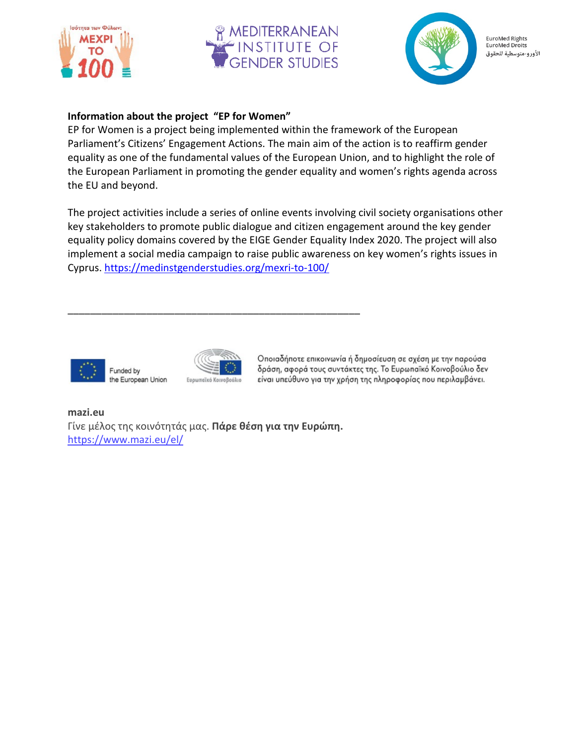**Information about the project "EP for Women"**

EP for Women is a project being implemented within the framework of the European Parliament's Citizens' Engagement Actions. The main aim of the action is to reaffirm gender equality as one of the fundamental values of the European Union, and to highlight the role of the European Parliament in promoting the gender equality and women's rights agenda across the EU and beyond.

The project activities include a series of online events involving civil society organisations other key stakeholders to promote public dialogue and citizen engagement around the key gender equality policy domains covered by the EIGE Gender Equality Index 2020. The project will also implement a social media campaign to raise public awareness on key women's rights issues in Cyprus. https://medinstgenderstudies.org/mexri-to-100/

---

Funded by the European Union

Ευρωπαϊκό Κοινοβούλιο

Οποιαδήποτε επικοινωνία ή δημοσίευση σε σχέση με την παρούσα δράση, αφορά τους συντάκτες της. Το Ευρωπαϊκό Κοινοβούλιο δεν είναι υπεύθυνο για την χρήση της πληροφορίας που περιλαμβάνει.

**mazi.eu**

Γίνε μέλος της κοινότητάς μας. **Πάρε θέση για την Ευρώπη.**

https://www.mazi.eu/el/